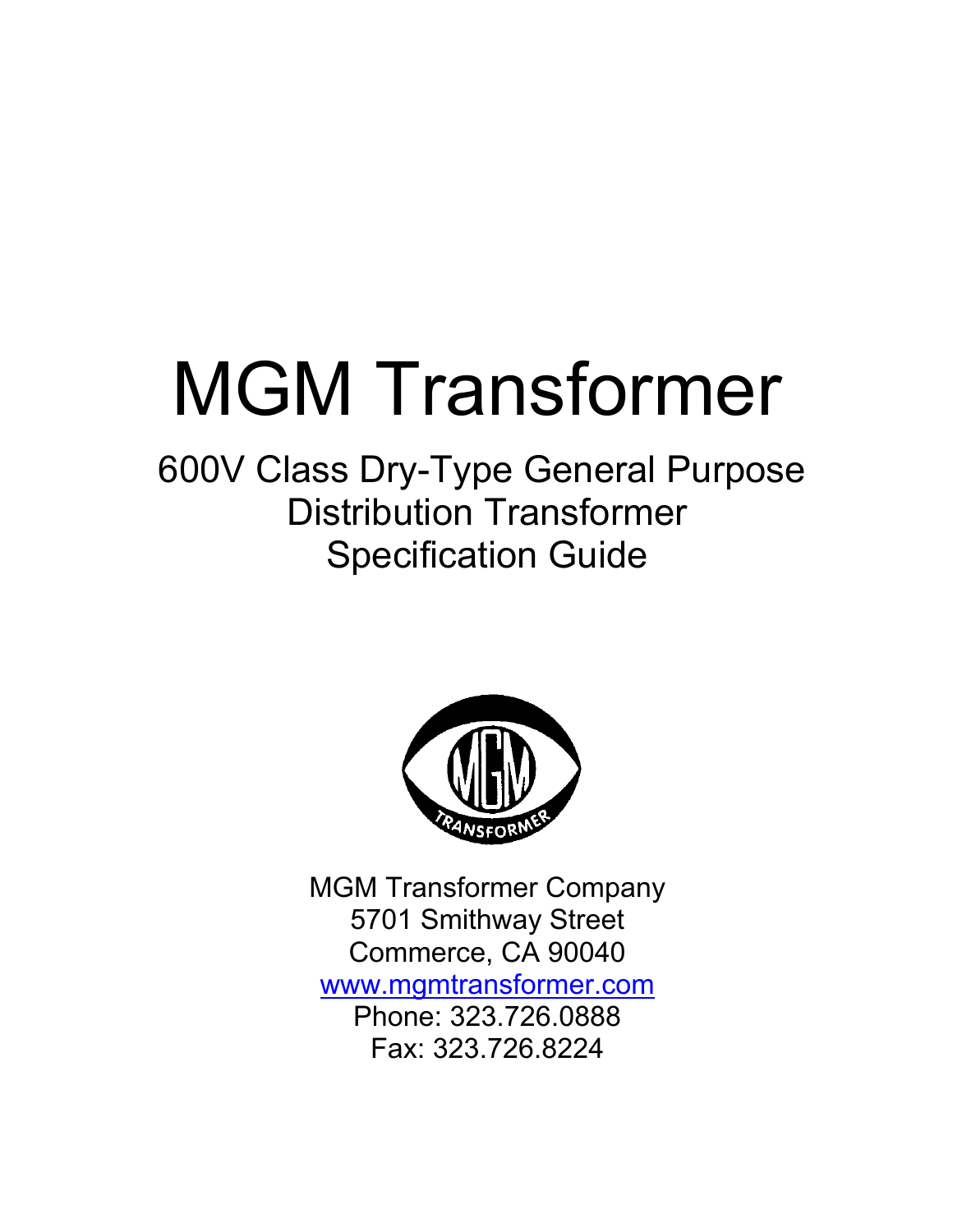# MGM Transformer

## 600V Class Dry-Type General Purpose Distribution Transformer Specification Guide

MGM Transformer Company
5701 Smithway Street
Commerce, CA 90040
www.mgmtransformer.com
Phone: 323.726.0888
Fax: 323.726.8224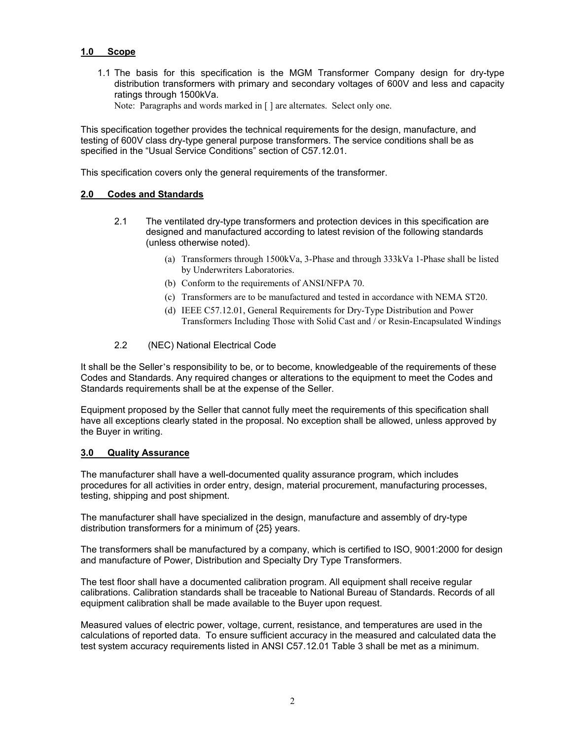## 1.0 Scope

1.1 The basis for this specification is the MGM Transformer Company design for dry-type distribution transformers with primary and secondary voltages of 600V and less and capacity ratings through 1500kVa.
Note: Paragraphs and words marked in [ ] are alternates. Select only one.

This specification together provides the technical requirements for the design, manufacture, and testing of 600V class dry-type general purpose transformers. The service conditions shall be as specified in the "Usual Service Conditions" section of C57.12.01.

This specification covers only the general requirements of the transformer.

## 2.0 Codes and Standards

2.1 The ventilated dry-type transformers and protection devices in this specification are designed and manufactured according to latest revision of the following standards (unless otherwise noted).

(a) Transformers through 1500kVa, 3-Phase and through 333kVa 1-Phase shall be listed by Underwriters Laboratories.
(b) Conform to the requirements of ANSI/NFPA 70.
(c) Transformers are to be manufactured and tested in accordance with NEMA ST20.
(d) IEEE C57.12.01, General Requirements for Dry-Type Distribution and Power Transformers Including Those with Solid Cast and / or Resin-Encapsulated Windings

2.2 (NEC) National Electrical Code

It shall be the Seller's responsibility to be, or to become, knowledgeable of the requirements of these Codes and Standards. Any required changes or alterations to the equipment to meet the Codes and Standards requirements shall be at the expense of the Seller.

Equipment proposed by the Seller that cannot fully meet the requirements of this specification shall have all exceptions clearly stated in the proposal. No exception shall be allowed, unless approved by the Buyer in writing.

## 3.0 Quality Assurance

The manufacturer shall have a well-documented quality assurance program, which includes procedures for all activities in order entry, design, material procurement, manufacturing processes, testing, shipping and post shipment.

The manufacturer shall have specialized in the design, manufacture and assembly of dry-type distribution transformers for a minimum of {25} years.

The transformers shall be manufactured by a company, which is certified to ISO, 9001:2000 for design and manufacture of Power, Distribution and Specialty Dry Type Transformers.

The test floor shall have a documented calibration program. All equipment shall receive regular calibrations. Calibration standards shall be traceable to National Bureau of Standards. Records of all equipment calibration shall be made available to the Buyer upon request.

Measured values of electric power, voltage, current, resistance, and temperatures are used in the calculations of reported data. To ensure sufficient accuracy in the measured and calculated data the test system accuracy requirements listed in ANSI C57.12.01 Table 3 shall be met as a minimum.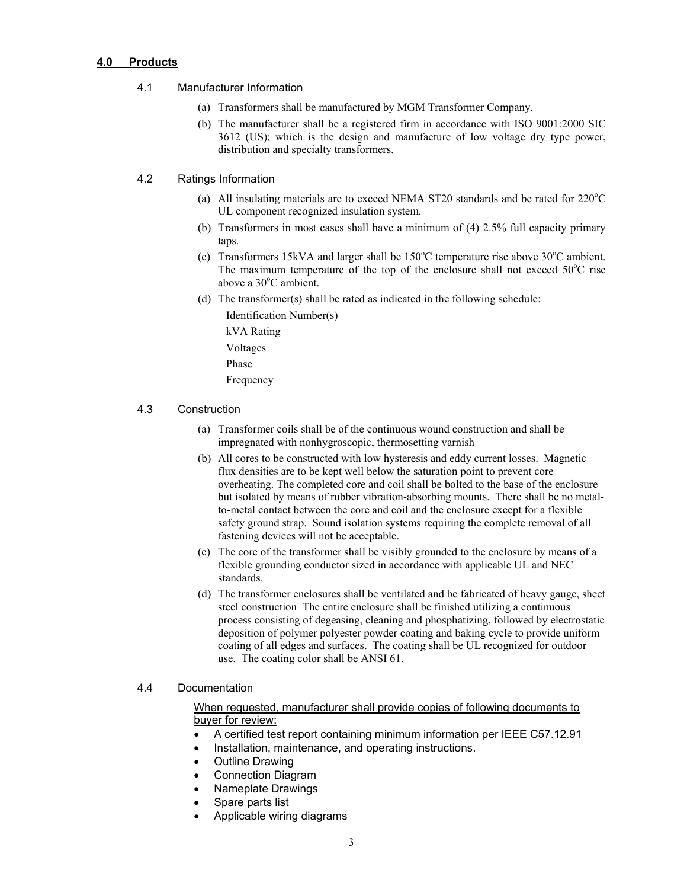## 4.0 Products

### 4.1 Manufacturer Information

(a) Transformers shall be manufactured by MGM Transformer Company.

(b) The manufacturer shall be a registered firm in accordance with ISO 9001:2000 SIC 3612 (US); which is the design and manufacture of low voltage dry type power, distribution and specialty transformers.

### 4.2 Ratings Information

(a) All insulating materials are to exceed NEMA ST20 standards and be rated for 220$^{o}$C UL component recognized insulation system.

(b) Transformers in most cases shall have a minimum of (4) 2.5% full capacity primary taps.

(c) Transformers 15kVA and larger shall be 150$^{o}$C temperature rise above 30$^{o}$C ambient. The maximum temperature of the top of the enclosure shall not exceed 50$^{o}$C rise above a 30$^{o}$C ambient.

(d) The transformer(s) shall be rated as indicated in the following schedule:

Identification Number(s)

kVA Rating

Voltages

Phase

Frequency

### 4.3 Construction

(a) Transformer coils shall be of the continuous wound construction and shall be impregnated with nonhygroscopic, thermosetting varnish

(b) All cores to be constructed with low hysteresis and eddy current losses. Magnetic flux densities are to be kept well below the saturation point to prevent core overheating. The completed core and coil shall be bolted to the base of the enclosure but isolated by means of rubber vibration-absorbing mounts. There shall be no metal-to-metal contact between the core and coil and the enclosure except for a flexible safety ground strap. Sound isolation systems requiring the complete removal of all fastening devices will not be acceptable.

(c) The core of the transformer shall be visibly grounded to the enclosure by means of a flexible grounding conductor sized in accordance with applicable UL and NEC standards.

(d) The transformer enclosures shall be ventilated and be fabricated of heavy gauge, sheet steel construction The entire enclosure shall be finished utilizing a continuous process consisting of degeasing, cleaning and phosphatizing, followed by electrostatic deposition of polymer polyester powder coating and baking cycle to provide uniform coating of all edges and surfaces. The coating shall be UL recognized for outdoor use. The coating color shall be ANSI 61.

### 4.4 Documentation

<u>When requested, manufacturer shall provide copies of following documents to buyer for review:</u>

- A certified test report containing minimum information per IEEE C57.12.91
- Installation, maintenance, and operating instructions.
- Outline Drawing
- Connection Diagram
- Nameplate Drawings
- Spare parts list
- Applicable wiring diagrams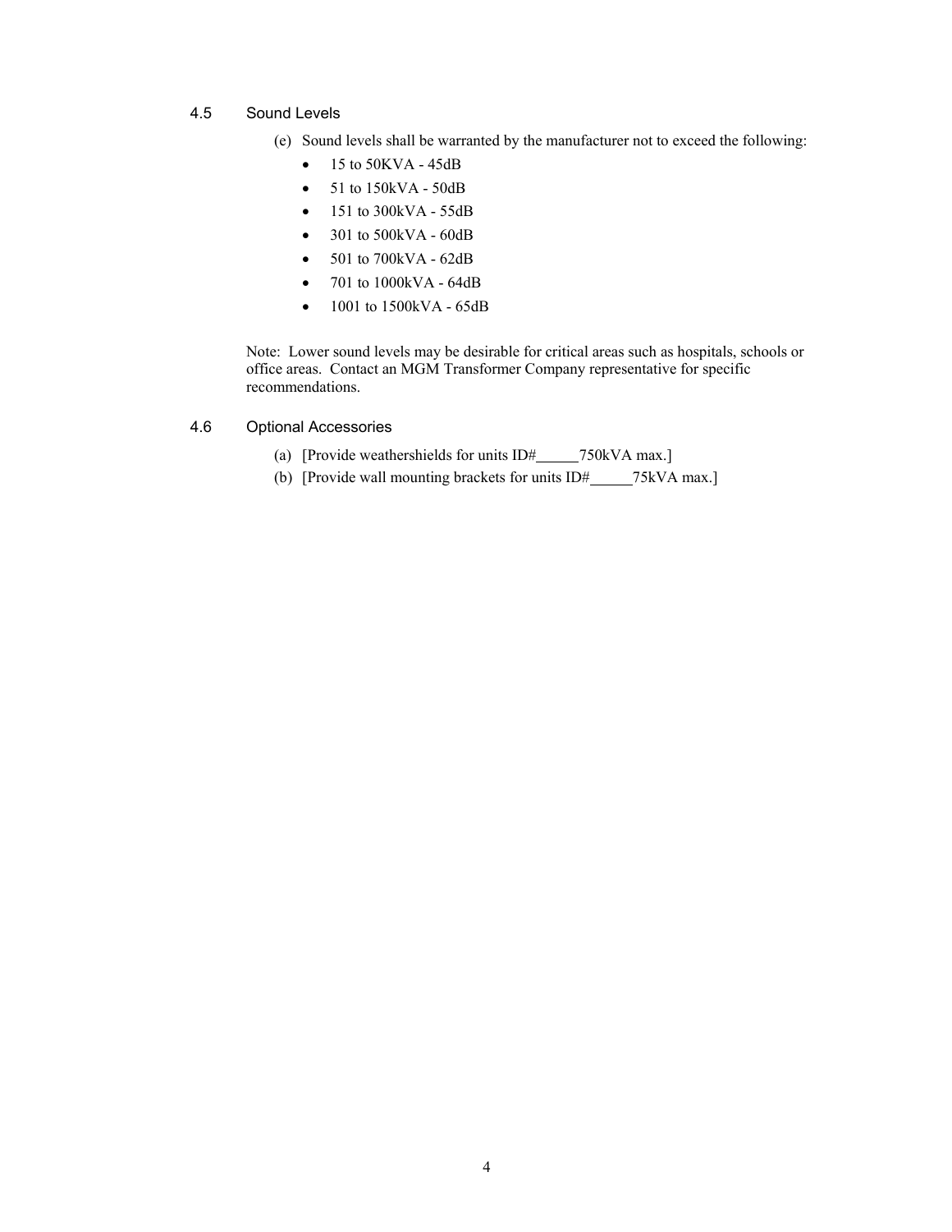### 4.5 Sound Levels

(e) Sound levels shall be warranted by the manufacturer not to exceed the following:

- 15 to 50KVA - 45dB
- 51 to 150kVA - 50dB
- 151 to 300kVA - 55dB
- 301 to 500kVA - 60dB
- 501 to 700kVA - 62dB
- 701 to 1000kVA - 64dB
- 1001 to 1500kVA - 65dB

Note: Lower sound levels may be desirable for critical areas such as hospitals, schools or office areas. Contact an MGM Transformer Company representative for specific recommendations.

### 4.6 Optional Accessories

(a) [Provide weathershields for units ID#_____750kVA max.]

(b) [Provide wall mounting brackets for units ID#_____75kVA max.]